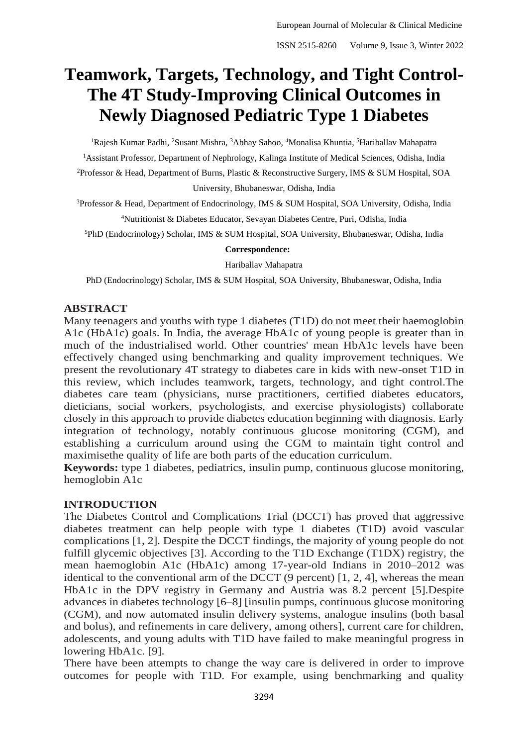# Teamwork, Targets, Technology, and Tight Control-The 4T Study-Improving Clinical Outcomes in Newly Diagnosed Pediatric Type 1 Diabetes

[1]Rajesh Kumar Padhi, [2]Susant Mishra, [3]Abhay Sahoo, [4]Monalisa Khuntia, [5]Hariballav Mahapatra

[1]Assistant Professor, Department of Nephrology, Kalinga Institute of Medical Sciences, Odisha, India

[2]Professor & Head, Department of Burns, Plastic & Reconstructive Surgery, IMS & SUM Hospital, SOA University, Bhubaneswar, Odisha, India

[3]Professor & Head, Department of Endocrinology, IMS & SUM Hospital, SOA University, Odisha, India

[4]Nutritionist & Diabetes Educator, Sevayan Diabetes Centre, Puri, Odisha, India

[5]PhD (Endocrinology) Scholar, IMS & SUM Hospital, SOA University, Bhubaneswar, Odisha, India

**Correspondence:**

Hariballav Mahapatra

PhD (Endocrinology) Scholar, IMS & SUM Hospital, SOA University, Bhubaneswar, Odisha, India

## ABSTRACT

Many teenagers and youths with type 1 diabetes (T1D) do not meet their haemoglobin A1c (HbA1c) goals. In India, the average HbA1c of young people is greater than in much of the industrialised world. Other countries' mean HbA1c levels have been effectively changed using benchmarking and quality improvement techniques. We present the revolutionary 4T strategy to diabetes care in kids with new-onset T1D in this review, which includes teamwork, targets, technology, and tight control.The diabetes care team (physicians, nurse practitioners, certified diabetes educators, dieticians, social workers, psychologists, and exercise physiologists) collaborate closely in this approach to provide diabetes education beginning with diagnosis. Early integration of technology, notably continuous glucose monitoring (CGM), and establishing a curriculum around using the CGM to maintain tight control and maximisethe quality of life are both parts of the education curriculum.

**Keywords:** type 1 diabetes, pediatrics, insulin pump, continuous glucose monitoring, hemoglobin A1c

## INTRODUCTION

The Diabetes Control and Complications Trial (DCCT) has proved that aggressive diabetes treatment can help people with type 1 diabetes (T1D) avoid vascular complications [1, 2]. Despite the DCCT findings, the majority of young people do not fulfill glycemic objectives [3]. According to the T1D Exchange (T1DX) registry, the mean haemoglobin A1c (HbA1c) among 17-year-old Indians in 2010–2012 was identical to the conventional arm of the DCCT (9 percent) [1, 2, 4], whereas the mean HbA1c in the DPV registry in Germany and Austria was 8.2 percent [5].Despite advances in diabetes technology [6–8] [insulin pumps, continuous glucose monitoring (CGM), and now automated insulin delivery systems, analogue insulins (both basal and bolus), and refinements in care delivery, among others], current care for children, adolescents, and young adults with T1D have failed to make meaningful progress in lowering HbA1c. [9].

There have been attempts to change the way care is delivered in order to improve outcomes for people with T1D. For example, using benchmarking and quality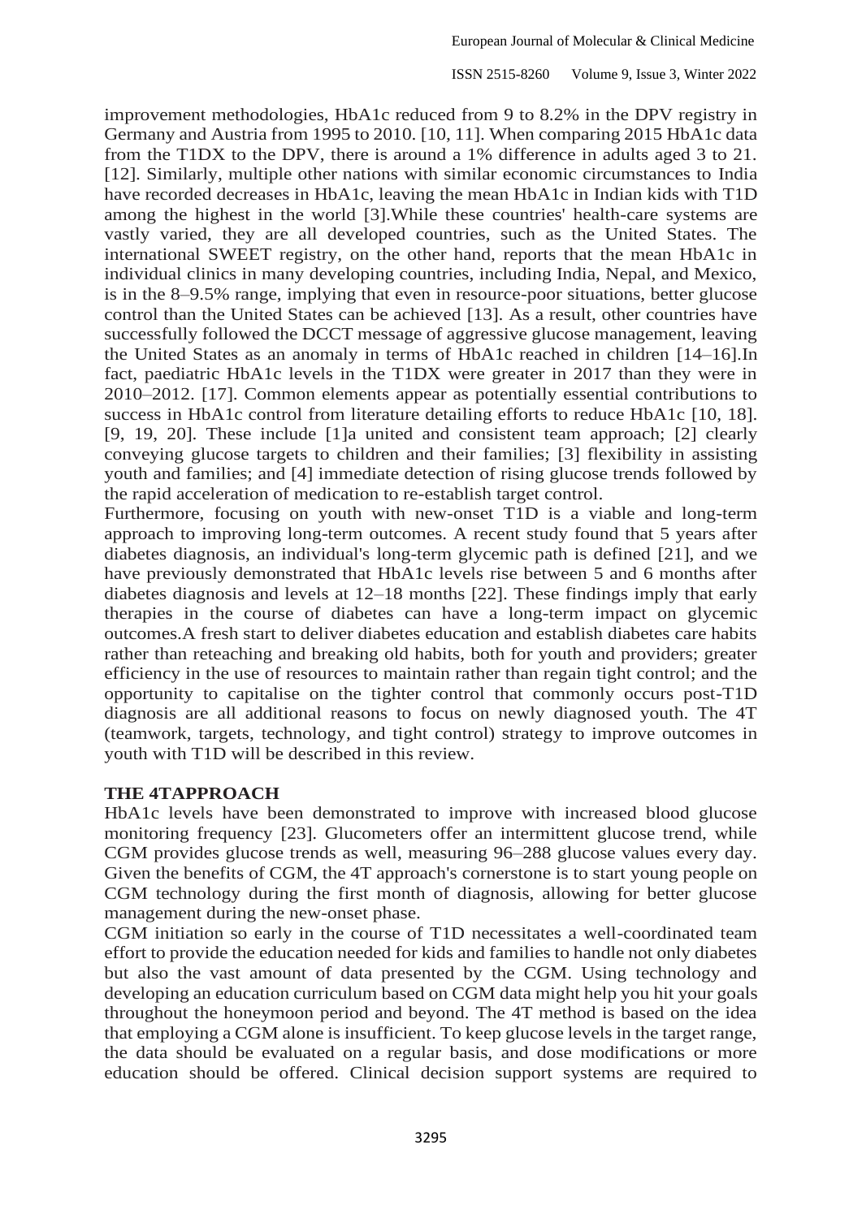improvement methodologies, HbA1c reduced from 9 to 8.2% in the DPV registry in Germany and Austria from 1995 to 2010. [10, 11]. When comparing 2015 HbA1c data from the T1DX to the DPV, there is around a 1% difference in adults aged 3 to 21. [12]. Similarly, multiple other nations with similar economic circumstances to India have recorded decreases in HbA1c, leaving the mean HbA1c in Indian kids with T1D among the highest in the world [3].While these countries' health-care systems are vastly varied, they are all developed countries, such as the United States. The international SWEET registry, on the other hand, reports that the mean HbA1c in individual clinics in many developing countries, including India, Nepal, and Mexico, is in the 8–9.5% range, implying that even in resource-poor situations, better glucose control than the United States can be achieved [13]. As a result, other countries have successfully followed the DCCT message of aggressive glucose management, leaving the United States as an anomaly in terms of HbA1c reached in children [14–16].In fact, paediatric HbA1c levels in the T1DX were greater in 2017 than they were in 2010–2012. [17]. Common elements appear as potentially essential contributions to success in HbA1c control from literature detailing efforts to reduce HbA1c [10, 18]. [9, 19, 20]. These include [1]a united and consistent team approach; [2] clearly conveying glucose targets to children and their families; [3] flexibility in assisting youth and families; and [4] immediate detection of rising glucose trends followed by the rapid acceleration of medication to re-establish target control.

Furthermore, focusing on youth with new-onset T1D is a viable and long-term approach to improving long-term outcomes. A recent study found that 5 years after diabetes diagnosis, an individual's long-term glycemic path is defined [21], and we have previously demonstrated that HbA1c levels rise between 5 and 6 months after diabetes diagnosis and levels at 12–18 months [22]. These findings imply that early therapies in the course of diabetes can have a long-term impact on glycemic outcomes.A fresh start to deliver diabetes education and establish diabetes care habits rather than reteaching and breaking old habits, both for youth and providers; greater efficiency in the use of resources to maintain rather than regain tight control; and the opportunity to capitalise on the tighter control that commonly occurs post-T1D diagnosis are all additional reasons to focus on newly diagnosed youth. The 4T (teamwork, targets, technology, and tight control) strategy to improve outcomes in youth with T1D will be described in this review.

## THE 4TAPPROACH

HbA1c levels have been demonstrated to improve with increased blood glucose monitoring frequency [23]. Glucometers offer an intermittent glucose trend, while CGM provides glucose trends as well, measuring 96–288 glucose values every day. Given the benefits of CGM, the 4T approach's cornerstone is to start young people on CGM technology during the first month of diagnosis, allowing for better glucose management during the new-onset phase.

CGM initiation so early in the course of T1D necessitates a well-coordinated team effort to provide the education needed for kids and families to handle not only diabetes but also the vast amount of data presented by the CGM. Using technology and developing an education curriculum based on CGM data might help you hit your goals throughout the honeymoon period and beyond. The 4T method is based on the idea that employing a CGM alone is insufficient. To keep glucose levels in the target range, the data should be evaluated on a regular basis, and dose modifications or more education should be offered. Clinical decision support systems are required to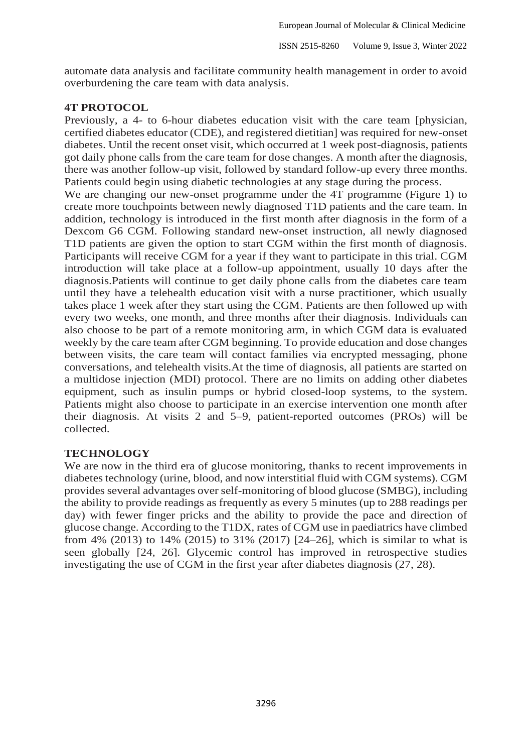automate data analysis and facilitate community health management in order to avoid overburdening the care team with data analysis.

## 4T PROTOCOL

Previously, a 4- to 6-hour diabetes education visit with the care team [physician, certified diabetes educator (CDE), and registered dietitian] was required for new-onset diabetes. Until the recent onset visit, which occurred at 1 week post-diagnosis, patients got daily phone calls from the care team for dose changes. A month after the diagnosis, there was another follow-up visit, followed by standard follow-up every three months. Patients could begin using diabetic technologies at any stage during the process.

We are changing our new-onset programme under the 4T programme (Figure 1) to create more touchpoints between newly diagnosed T1D patients and the care team. In addition, technology is introduced in the first month after diagnosis in the form of a Dexcom G6 CGM. Following standard new-onset instruction, all newly diagnosed T1D patients are given the option to start CGM within the first month of diagnosis. Participants will receive CGM for a year if they want to participate in this trial. CGM introduction will take place at a follow-up appointment, usually 10 days after the diagnosis.Patients will continue to get daily phone calls from the diabetes care team until they have a telehealth education visit with a nurse practitioner, which usually takes place 1 week after they start using the CGM. Patients are then followed up with every two weeks, one month, and three months after their diagnosis. Individuals can also choose to be part of a remote monitoring arm, in which CGM data is evaluated weekly by the care team after CGM beginning. To provide education and dose changes between visits, the care team will contact families via encrypted messaging, phone conversations, and telehealth visits.At the time of diagnosis, all patients are started on a multidose injection (MDI) protocol. There are no limits on adding other diabetes equipment, such as insulin pumps or hybrid closed-loop systems, to the system. Patients might also choose to participate in an exercise intervention one month after their diagnosis. At visits 2 and 5–9, patient-reported outcomes (PROs) will be collected.

## TECHNOLOGY

We are now in the third era of glucose monitoring, thanks to recent improvements in diabetes technology (urine, blood, and now interstitial fluid with CGM systems). CGM provides several advantages over self-monitoring of blood glucose (SMBG), including the ability to provide readings as frequently as every 5 minutes (up to 288 readings per day) with fewer finger pricks and the ability to provide the pace and direction of glucose change. According to the T1DX, rates of CGM use in paediatrics have climbed from 4% (2013) to 14% (2015) to 31% (2017) [24–26], which is similar to what is seen globally [24, 26]. Glycemic control has improved in retrospective studies investigating the use of CGM in the first year after diabetes diagnosis (27, 28).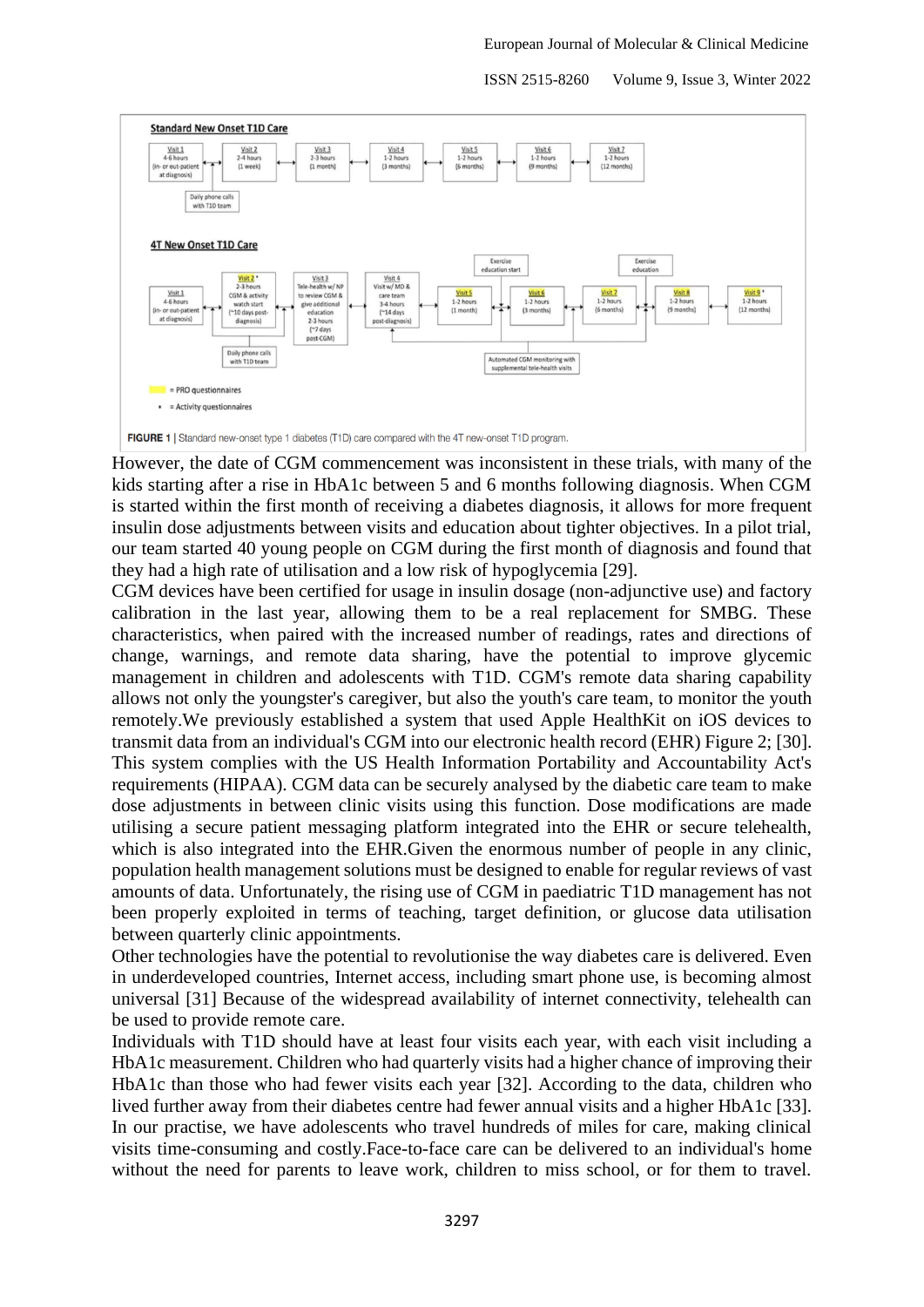FIGURE 1 | Standard new-onset type 1 diabetes (T1D) care compared with the 4T new-onset T1D program.

However, the date of CGM commencement was inconsistent in these trials, with many of the kids starting after a rise in HbA1c between 5 and 6 months following diagnosis. When CGM is started within the first month of receiving a diabetes diagnosis, it allows for more frequent insulin dose adjustments between visits and education about tighter objectives. In a pilot trial, our team started 40 young people on CGM during the first month of diagnosis and found that they had a high rate of utilisation and a low risk of hypoglycemia [29].

CGM devices have been certified for usage in insulin dosage (non-adjunctive use) and factory calibration in the last year, allowing them to be a real replacement for SMBG. These characteristics, when paired with the increased number of readings, rates and directions of change, warnings, and remote data sharing, have the potential to improve glycemic management in children and adolescents with T1D. CGM's remote data sharing capability allows not only the youngster's caregiver, but also the youth's care team, to monitor the youth remotely.We previously established a system that used Apple HealthKit on iOS devices to transmit data from an individual's CGM into our electronic health record (EHR) Figure 2; [30]. This system complies with the US Health Information Portability and Accountability Act's requirements (HIPAA). CGM data can be securely analysed by the diabetic care team to make dose adjustments in between clinic visits using this function. Dose modifications are made utilising a secure patient messaging platform integrated into the EHR or secure telehealth, which is also integrated into the EHR.Given the enormous number of people in any clinic, population health management solutions must be designed to enable for regular reviews of vast amounts of data. Unfortunately, the rising use of CGM in paediatric T1D management has not been properly exploited in terms of teaching, target definition, or glucose data utilisation between quarterly clinic appointments.

Other technologies have the potential to revolutionise the way diabetes care is delivered. Even in underdeveloped countries, Internet access, including smart phone use, is becoming almost universal [31] Because of the widespread availability of internet connectivity, telehealth can be used to provide remote care.

Individuals with T1D should have at least four visits each year, with each visit including a HbA1c measurement. Children who had quarterly visits had a higher chance of improving their HbA1c than those who had fewer visits each year [32]. According to the data, children who lived further away from their diabetes centre had fewer annual visits and a higher HbA1c [33]. In our practise, we have adolescents who travel hundreds of miles for care, making clinical visits time-consuming and costly.Face-to-face care can be delivered to an individual's home without the need for parents to leave work, children to miss school, or for them to travel.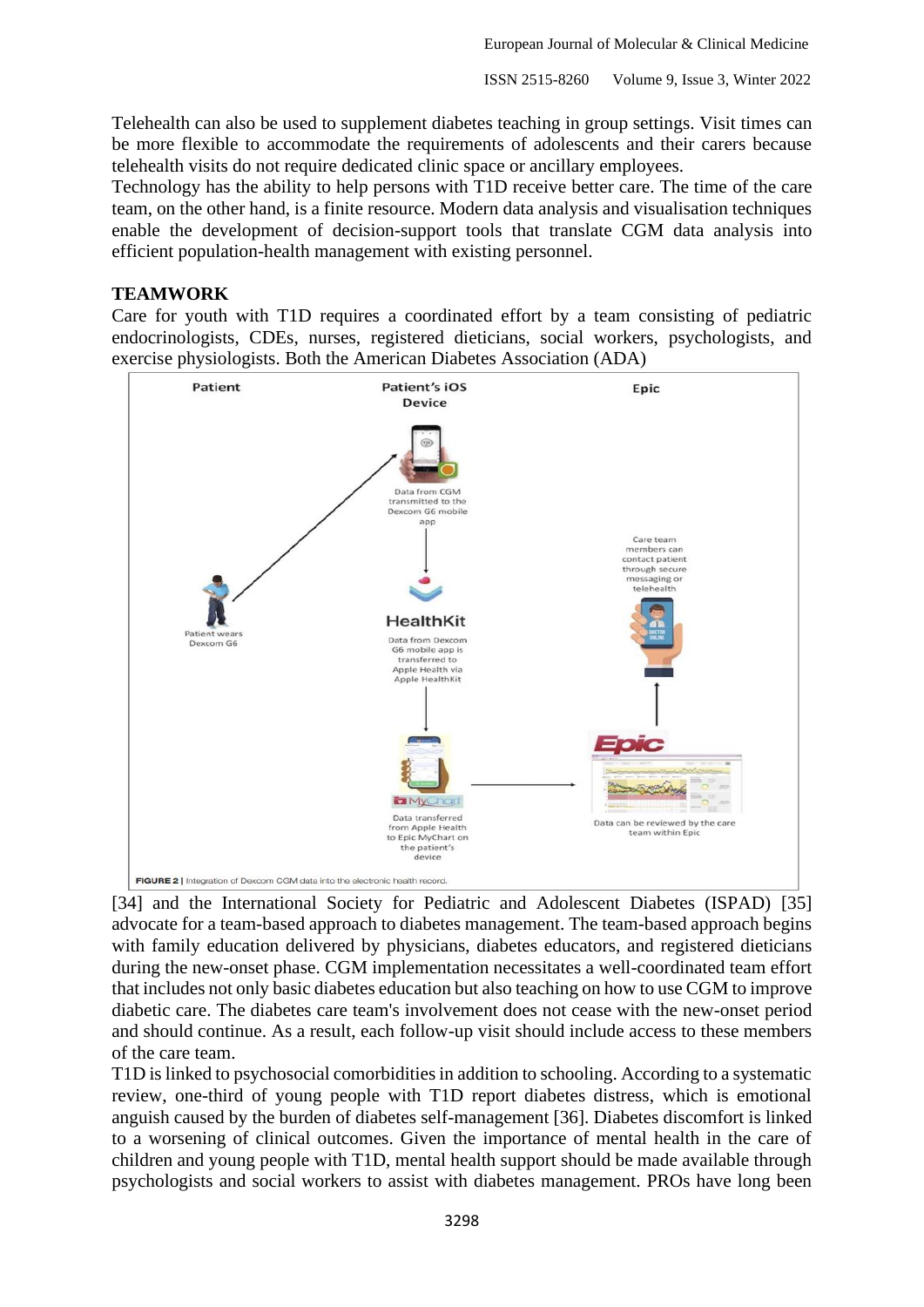Telehealth can also be used to supplement diabetes teaching in group settings. Visit times can be more flexible to accommodate the requirements of adolescents and their carers because telehealth visits do not require dedicated clinic space or ancillary employees.
Technology has the ability to help persons with T1D receive better care. The time of the care team, on the other hand, is a finite resource. Modern data analysis and visualisation techniques enable the development of decision-support tools that translate CGM data analysis into efficient population-health management with existing personnel.

## TEAMWORK

Care for youth with T1D requires a coordinated effort by a team consisting of pediatric endocrinologists, CDEs, nurses, registered dieticians, social workers, psychologists, and exercise physiologists. Both the American Diabetes Association (ADA) [34] and the International Society for Pediatric and Adolescent Diabetes (ISPAD) [35] advocate for a team-based approach to diabetes management. The team-based approach begins with family education delivered by physicians, diabetes educators, and registered dieticians during the new-onset phase. CGM implementation necessitates a well-coordinated team effort that includes not only basic diabetes education but also teaching on how to use CGM to improve diabetic care. The diabetes care team's involvement does not cease with the new-onset period and should continue. As a result, each follow-up visit should include access to these members of the care team.

**FIGURE 2** | Integration of Dexcom CGM data into the electronic health record.

T1D is linked to psychosocial comorbidities in addition to schooling. According to a systematic review, one-third of young people with T1D report diabetes distress, which is emotional anguish caused by the burden of diabetes self-management [36]. Diabetes discomfort is linked to a worsening of clinical outcomes. Given the importance of mental health in the care of children and young people with T1D, mental health support should be made available through psychologists and social workers to assist with diabetes management. PROs have long been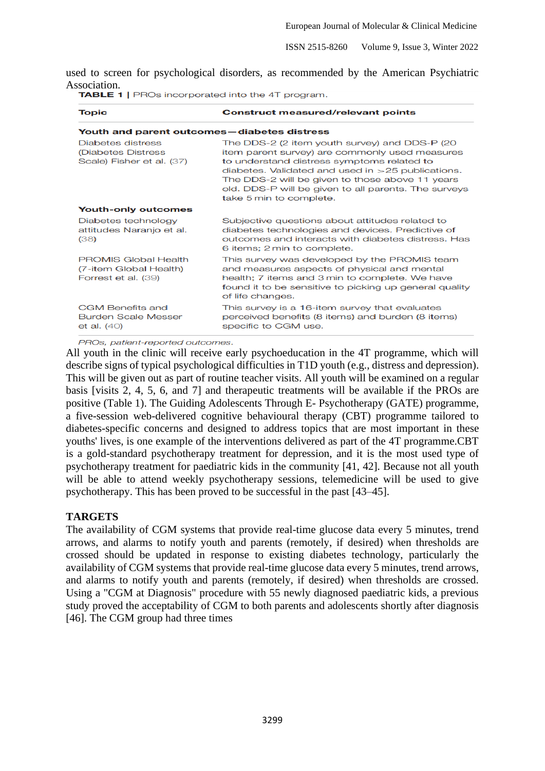used to screen for psychological disorders, as recommended by the American Psychiatric Association.

**TABLE 1** | PROs incorporated into the 4T program.

| Topic | Construct measured/relevant points |
|---|---|
| **Youth and parent outcomes—diabetes distress** | |
| Diabetes distress (Diabetes Distress Scale) Fisher et al. (37) | The DDS-2 (2 item youth survey) and DDS-P (20 item parent survey) are commonly used measures to understand distress symptoms related to diabetes. Validated and used in >25 publications. The DDS-2 will be given to those above 11 years old. DDS-P will be given to all parents. The surveys take 5 min to complete. |
| **Youth-only outcomes** | |
| Diabetes technology attitudes Naranjo et al. (38) | Subjective questions about attitudes related to diabetes technologies and devices. Predictive of outcomes and interacts with diabetes distress. Has 6 items; 2 min to complete. |
| PROMIS Global Health (7-item Global Health) Forrest et al. (39) | This survey was developed by the PROMIS team and measures aspects of physical and mental health; 7 items and 3 min to complete. We have found it to be sensitive to picking up general quality of life changes. |
| CGM Benefits and Burden Scale Messer et al. (40) | This survey is a 16-item survey that evaluates perceived benefits (8 items) and burden (8 items) specific to CGM use. |

*PROs, patient-reported outcomes.*

All youth in the clinic will receive early psychoeducation in the 4T programme, which will describe signs of typical psychological difficulties in T1D youth (e.g., distress and depression). This will be given out as part of routine teacher visits. All youth will be examined on a regular basis [visits 2, 4, 5, 6, and 7] and therapeutic treatments will be available if the PROs are positive (Table 1). The Guiding Adolescents Through E- Psychotherapy (GATE) programme, a five-session web-delivered cognitive behavioural therapy (CBT) programme tailored to diabetes-specific concerns and designed to address topics that are most important in these youths' lives, is one example of the interventions delivered as part of the 4T programme.CBT is a gold-standard psychotherapy treatment for depression, and it is the most used type of psychotherapy treatment for paediatric kids in the community [41, 42]. Because not all youth will be able to attend weekly psychotherapy sessions, telemedicine will be used to give psychotherapy. This has been proved to be successful in the past [43–45].

## TARGETS

The availability of CGM systems that provide real-time glucose data every 5 minutes, trend arrows, and alarms to notify youth and parents (remotely, if desired) when thresholds are crossed should be updated in response to existing diabetes technology, particularly the availability of CGM systems that provide real-time glucose data every 5 minutes, trend arrows, and alarms to notify youth and parents (remotely, if desired) when thresholds are crossed. Using a "CGM at Diagnosis" procedure with 55 newly diagnosed paediatric kids, a previous study proved the acceptability of CGM to both parents and adolescents shortly after diagnosis [46]. The CGM group had three times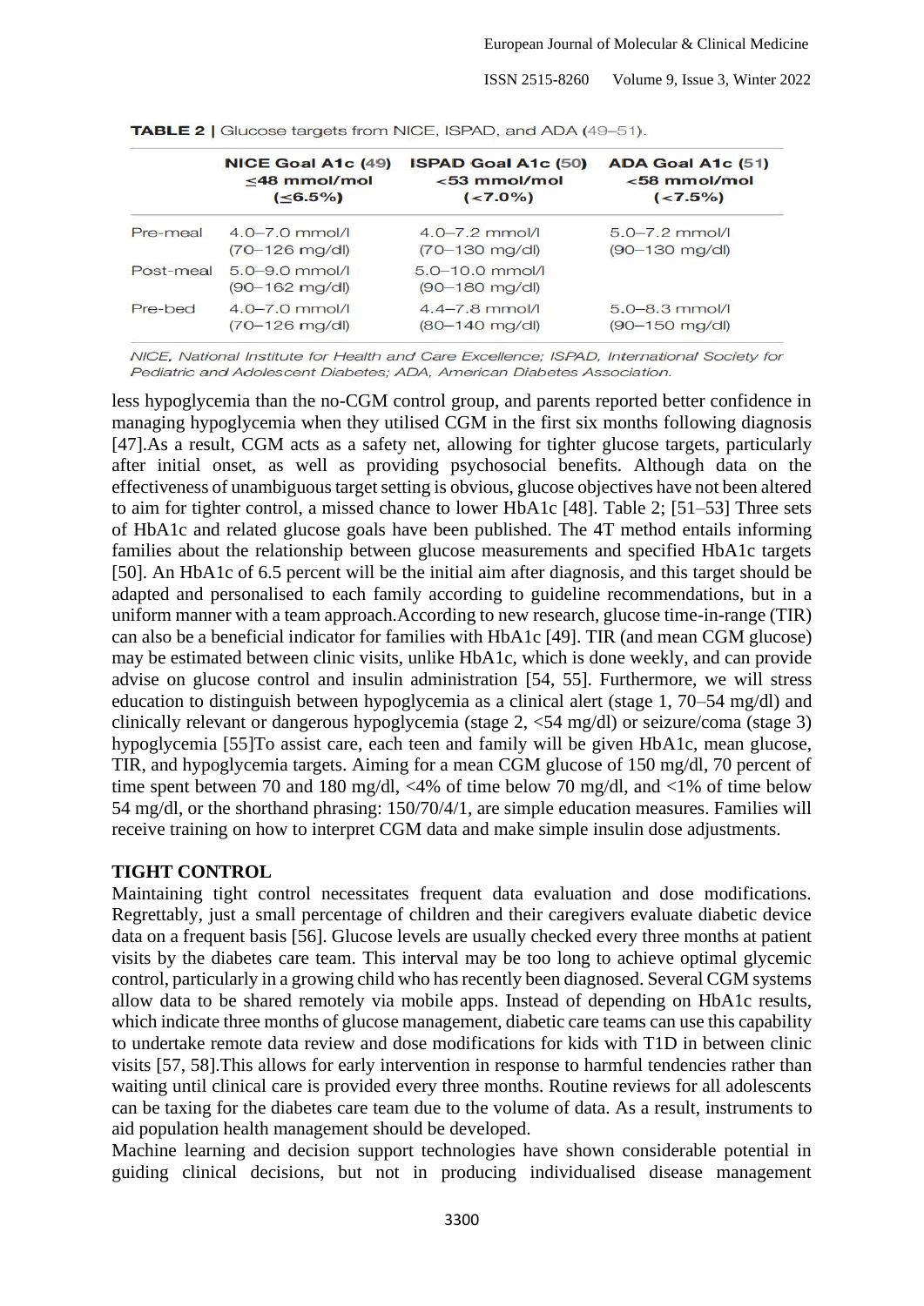**TABLE 2** | Glucose targets from NICE, ISPAD, and ADA (49–51).

| | NICE Goal A1c (49) ≤48 mmol/mol (≤6.5%) | ISPAD Goal A1c (50) <53 mmol/mol (<7.0%) | ADA Goal A1c (51) <58 mmol/mol (<7.5%) |
|---|---|---|---|
| Pre-meal | 4.0–7.0 mmol/l (70–126 mg/dl) | 4.0–7.2 mmol/l (70–130 mg/dl) | 5.0–7.2 mmol/l (90–130 mg/dl) |
| Post-meal | 5.0–9.0 mmol/l (90–162 mg/dl) | 5.0–10.0 mmol/l (90–180 mg/dl) | |
| Pre-bed | 4.0–7.0 mmol/l (70–126 mg/dl) | 4.4–7.8 mmol/l (80–140 mg/dl) | 5.0–8.3 mmol/l (90–150 mg/dl) |

*NICE, National Institute for Health and Care Excellence; ISPAD, International Society for Pediatric and Adolescent Diabetes; ADA, American Diabetes Association.*

less hypoglycemia than the no-CGM control group, and parents reported better confidence in managing hypoglycemia when they utilised CGM in the first six months following diagnosis [47].As a result, CGM acts as a safety net, allowing for tighter glucose targets, particularly after initial onset, as well as providing psychosocial benefits. Although data on the effectiveness of unambiguous target setting is obvious, glucose objectives have not been altered to aim for tighter control, a missed chance to lower HbA1c [48]. Table 2; [51–53] Three sets of HbA1c and related glucose goals have been published. The 4T method entails informing families about the relationship between glucose measurements and specified HbA1c targets [50]. An HbA1c of 6.5 percent will be the initial aim after diagnosis, and this target should be adapted and personalised to each family according to guideline recommendations, but in a uniform manner with a team approach.According to new research, glucose time-in-range (TIR) can also be a beneficial indicator for families with HbA1c [49]. TIR (and mean CGM glucose) may be estimated between clinic visits, unlike HbA1c, which is done weekly, and can provide advise on glucose control and insulin administration [54, 55]. Furthermore, we will stress education to distinguish between hypoglycemia as a clinical alert (stage 1, 70–54 mg/dl) and clinically relevant or dangerous hypoglycemia (stage 2, <54 mg/dl) or seizure/coma (stage 3) hypoglycemia [55]To assist care, each teen and family will be given HbA1c, mean glucose, TIR, and hypoglycemia targets. Aiming for a mean CGM glucose of 150 mg/dl, 70 percent of time spent between 70 and 180 mg/dl, <4% of time below 70 mg/dl, and <1% of time below 54 mg/dl, or the shorthand phrasing: 150/70/4/1, are simple education measures. Families will receive training on how to interpret CGM data and make simple insulin dose adjustments.

**TIGHT CONTROL**

Maintaining tight control necessitates frequent data evaluation and dose modifications. Regrettably, just a small percentage of children and their caregivers evaluate diabetic device data on a frequent basis [56]. Glucose levels are usually checked every three months at patient visits by the diabetes care team. This interval may be too long to achieve optimal glycemic control, particularly in a growing child who has recently been diagnosed. Several CGM systems allow data to be shared remotely via mobile apps. Instead of depending on HbA1c results, which indicate three months of glucose management, diabetic care teams can use this capability to undertake remote data review and dose modifications for kids with T1D in between clinic visits [57, 58].This allows for early intervention in response to harmful tendencies rather than waiting until clinical care is provided every three months. Routine reviews for all adolescents can be taxing for the diabetes care team due to the volume of data. As a result, instruments to aid population health management should be developed.

Machine learning and decision support technologies have shown considerable potential in guiding clinical decisions, but not in producing individualised disease management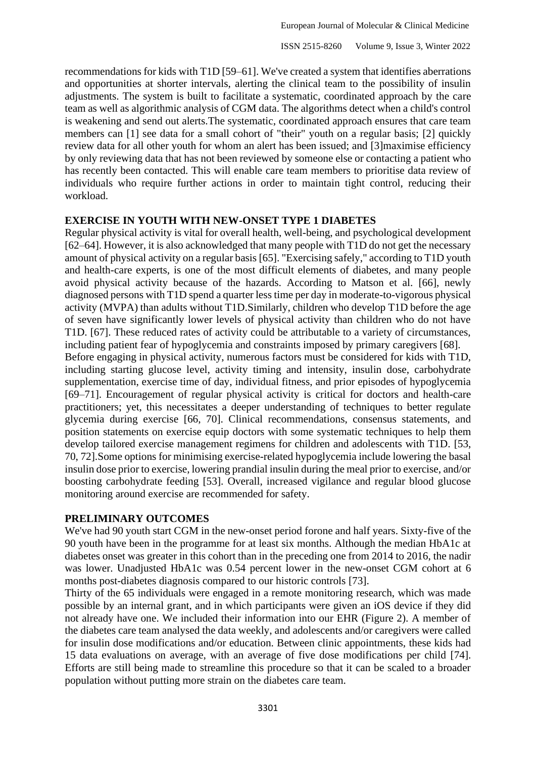recommendations for kids with T1D [59–61]. We've created a system that identifies aberrations and opportunities at shorter intervals, alerting the clinical team to the possibility of insulin adjustments. The system is built to facilitate a systematic, coordinated approach by the care team as well as algorithmic analysis of CGM data. The algorithms detect when a child's control is weakening and send out alerts.The systematic, coordinated approach ensures that care team members can [1] see data for a small cohort of "their" youth on a regular basis; [2] quickly review data for all other youth for whom an alert has been issued; and [3]maximise efficiency by only reviewing data that has not been reviewed by someone else or contacting a patient who has recently been contacted. This will enable care team members to prioritise data review of individuals who require further actions in order to maintain tight control, reducing their workload.

## EXERCISE IN YOUTH WITH NEW-ONSET TYPE 1 DIABETES

Regular physical activity is vital for overall health, well-being, and psychological development [62–64]. However, it is also acknowledged that many people with T1D do not get the necessary amount of physical activity on a regular basis [65]. "Exercising safely," according to T1D youth and health-care experts, is one of the most difficult elements of diabetes, and many people avoid physical activity because of the hazards. According to Matson et al. [66], newly diagnosed persons with T1D spend a quarter less time per day in moderate-to-vigorous physical activity (MVPA) than adults without T1D.Similarly, children who develop T1D before the age of seven have significantly lower levels of physical activity than children who do not have T1D. [67]. These reduced rates of activity could be attributable to a variety of circumstances, including patient fear of hypoglycemia and constraints imposed by primary caregivers [68].

Before engaging in physical activity, numerous factors must be considered for kids with T1D, including starting glucose level, activity timing and intensity, insulin dose, carbohydrate supplementation, exercise time of day, individual fitness, and prior episodes of hypoglycemia [69–71]. Encouragement of regular physical activity is critical for doctors and health-care practitioners; yet, this necessitates a deeper understanding of techniques to better regulate glycemia during exercise [66, 70]. Clinical recommendations, consensus statements, and position statements on exercise equip doctors with some systematic techniques to help them develop tailored exercise management regimens for children and adolescents with T1D. [53, 70, 72].Some options for minimising exercise-related hypoglycemia include lowering the basal insulin dose prior to exercise, lowering prandial insulin during the meal prior to exercise, and/or boosting carbohydrate feeding [53]. Overall, increased vigilance and regular blood glucose monitoring around exercise are recommended for safety.

## PRELIMINARY OUTCOMES

We've had 90 youth start CGM in the new-onset period forone and half years. Sixty-five of the 90 youth have been in the programme for at least six months. Although the median HbA1c at diabetes onset was greater in this cohort than in the preceding one from 2014 to 2016, the nadir was lower. Unadjusted HbA1c was 0.54 percent lower in the new-onset CGM cohort at 6 months post-diabetes diagnosis compared to our historic controls [73].

Thirty of the 65 individuals were engaged in a remote monitoring research, which was made possible by an internal grant, and in which participants were given an iOS device if they did not already have one. We included their information into our EHR (Figure 2). A member of the diabetes care team analysed the data weekly, and adolescents and/or caregivers were called for insulin dose modifications and/or education. Between clinic appointments, these kids had 15 data evaluations on average, with an average of five dose modifications per child [74]. Efforts are still being made to streamline this procedure so that it can be scaled to a broader population without putting more strain on the diabetes care team.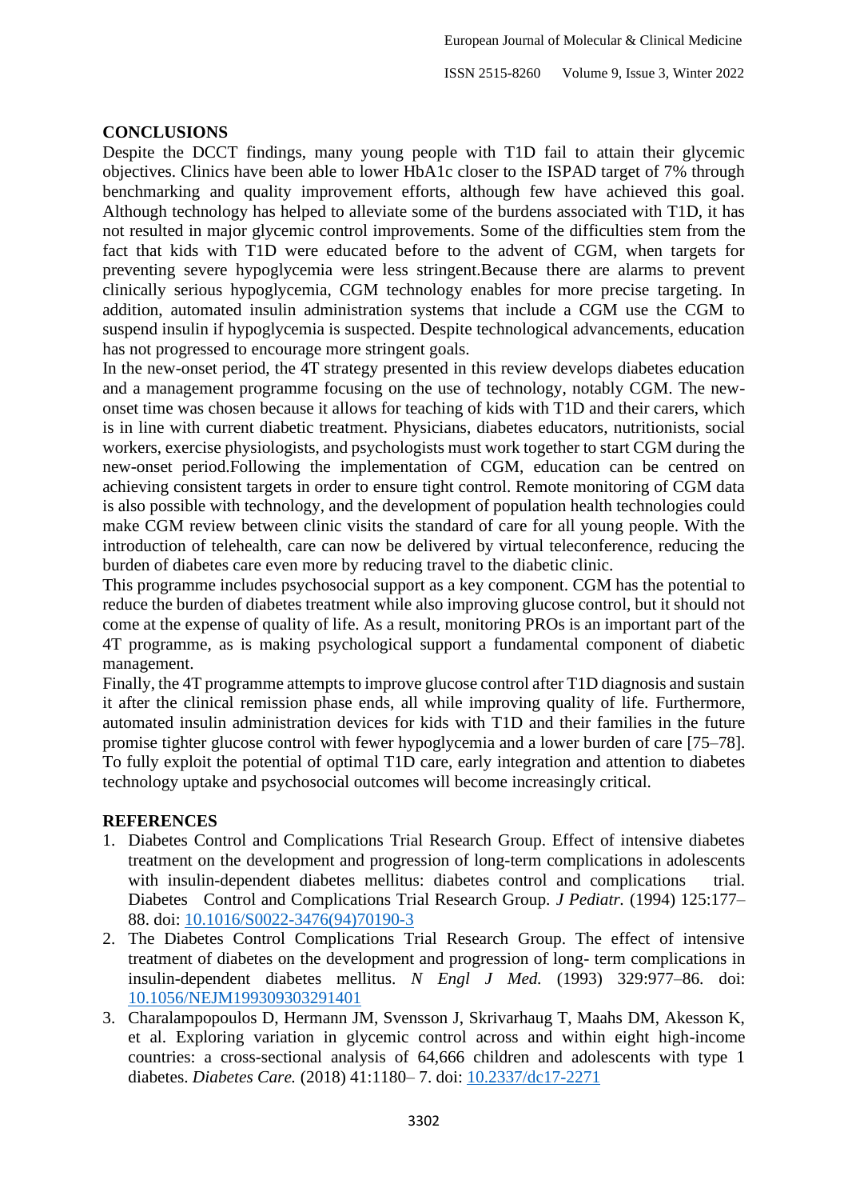## CONCLUSIONS

Despite the DCCT findings, many young people with T1D fail to attain their glycemic objectives. Clinics have been able to lower HbA1c closer to the ISPAD target of 7% through benchmarking and quality improvement efforts, although few have achieved this goal. Although technology has helped to alleviate some of the burdens associated with T1D, it has not resulted in major glycemic control improvements. Some of the difficulties stem from the fact that kids with T1D were educated before to the advent of CGM, when targets for preventing severe hypoglycemia were less stringent.Because there are alarms to prevent clinically serious hypoglycemia, CGM technology enables for more precise targeting. In addition, automated insulin administration systems that include a CGM use the CGM to suspend insulin if hypoglycemia is suspected. Despite technological advancements, education has not progressed to encourage more stringent goals.

In the new-onset period, the 4T strategy presented in this review develops diabetes education and a management programme focusing on the use of technology, notably CGM. The new-onset time was chosen because it allows for teaching of kids with T1D and their carers, which is in line with current diabetic treatment. Physicians, diabetes educators, nutritionists, social workers, exercise physiologists, and psychologists must work together to start CGM during the new-onset period.Following the implementation of CGM, education can be centred on achieving consistent targets in order to ensure tight control. Remote monitoring of CGM data is also possible with technology, and the development of population health technologies could make CGM review between clinic visits the standard of care for all young people. With the introduction of telehealth, care can now be delivered by virtual teleconference, reducing the burden of diabetes care even more by reducing travel to the diabetic clinic.

This programme includes psychosocial support as a key component. CGM has the potential to reduce the burden of diabetes treatment while also improving glucose control, but it should not come at the expense of quality of life. As a result, monitoring PROs is an important part of the 4T programme, as is making psychological support a fundamental component of diabetic management.

Finally, the 4T programme attempts to improve glucose control after T1D diagnosis and sustain it after the clinical remission phase ends, all while improving quality of life. Furthermore, automated insulin administration devices for kids with T1D and their families in the future promise tighter glucose control with fewer hypoglycemia and a lower burden of care [75–78]. To fully exploit the potential of optimal T1D care, early integration and attention to diabetes technology uptake and psychosocial outcomes will become increasingly critical.

## REFERENCES

1. Diabetes Control and Complications Trial Research Group. Effect of intensive diabetes treatment on the development and progression of long-term complications in adolescents with insulin-dependent diabetes mellitus: diabetes control and complications trial. Diabetes Control and Complications Trial Research Group. *J Pediatr.* (1994) 125:177–88. doi: 10.1016/S0022-3476(94)70190-3
2. The Diabetes Control Complications Trial Research Group. The effect of intensive treatment of diabetes on the development and progression of long- term complications in insulin-dependent diabetes mellitus. *N Engl J Med.* (1993) 329:977–86. doi: 10.1056/NEJM199309303291401
3. Charalampopoulos D, Hermann JM, Svensson J, Skrivarhaug T, Maahs DM, Akesson K, et al. Exploring variation in glycemic control across and within eight high-income countries: a cross-sectional analysis of 64,666 children and adolescents with type 1 diabetes. *Diabetes Care.* (2018) 41:1180– 7. doi: 10.2337/dc17-2271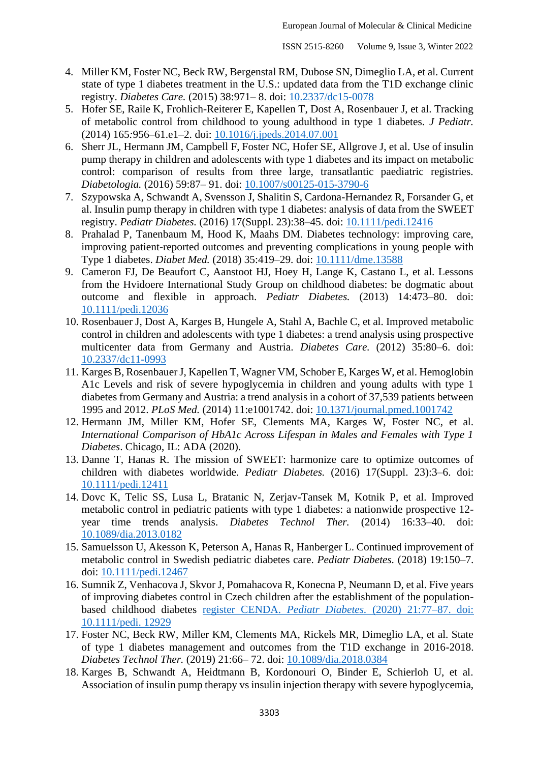4. Miller KM, Foster NC, Beck RW, Bergenstal RM, Dubose SN, Dimeglio LA, et al. Current state of type 1 diabetes treatment in the U.S.: updated data from the T1D exchange clinic registry. *Diabetes Care.* (2015) 38:971– 8. doi: 10.2337/dc15-0078
5. Hofer SE, Raile K, Frohlich-Reiterer E, Kapellen T, Dost A, Rosenbauer J, et al. Tracking of metabolic control from childhood to young adulthood in type 1 diabetes. *J Pediatr.* (2014) 165:956–61.e1–2. doi: 10.1016/j.jpeds.2014.07.001
6. Sherr JL, Hermann JM, Campbell F, Foster NC, Hofer SE, Allgrove J, et al. Use of insulin pump therapy in children and adolescents with type 1 diabetes and its impact on metabolic control: comparison of results from three large, transatlantic paediatric registries. *Diabetologia.* (2016) 59:87– 91. doi: 10.1007/s00125-015-3790-6
7. Szypowska A, Schwandt A, Svensson J, Shalitin S, Cardona-Hernandez R, Forsander G, et al. Insulin pump therapy in children with type 1 diabetes: analysis of data from the SWEET registry. *Pediatr Diabetes.* (2016) 17(Suppl. 23):38–45. doi: 10.1111/pedi.12416
8. Prahalad P, Tanenbaum M, Hood K, Maahs DM. Diabetes technology: improving care, improving patient-reported outcomes and preventing complications in young people with Type 1 diabetes. *Diabet Med.* (2018) 35:419–29. doi: 10.1111/dme.13588
9. Cameron FJ, De Beaufort C, Aanstoot HJ, Hoey H, Lange K, Castano L, et al. Lessons from the Hvidoere International Study Group on childhood diabetes: be dogmatic about outcome and flexible in approach. *Pediatr Diabetes.* (2013) 14:473–80. doi: 10.1111/pedi.12036
10. Rosenbauer J, Dost A, Karges B, Hungele A, Stahl A, Bachle C, et al. Improved metabolic control in children and adolescents with type 1 diabetes: a trend analysis using prospective multicenter data from Germany and Austria. *Diabetes Care.* (2012) 35:80–6. doi: 10.2337/dc11-0993
11. Karges B, Rosenbauer J, Kapellen T, Wagner VM, Schober E, Karges W, et al. Hemoglobin A1c Levels and risk of severe hypoglycemia in children and young adults with type 1 diabetes from Germany and Austria: a trend analysis in a cohort of 37,539 patients between 1995 and 2012. *PLoS Med.* (2014) 11:e1001742. doi: 10.1371/journal.pmed.1001742
12. Hermann JM, Miller KM, Hofer SE, Clements MA, Karges W, Foster NC, et al. *International Comparison of HbA1c Across Lifespan in Males and Females with Type 1 Diabetes*. Chicago, IL: ADA (2020).
13. Danne T, Hanas R. The mission of SWEET: harmonize care to optimize outcomes of children with diabetes worldwide. *Pediatr Diabetes.* (2016) 17(Suppl. 23):3–6. doi: 10.1111/pedi.12411
14. Dovc K, Telic SS, Lusa L, Bratanic N, Zerjav-Tansek M, Kotnik P, et al. Improved metabolic control in pediatric patients with type 1 diabetes: a nationwide prospective 12-year time trends analysis. *Diabetes Technol Ther.* (2014) 16:33–40. doi: 10.1089/dia.2013.0182
15. Samuelsson U, Akesson K, Peterson A, Hanas R, Hanberger L. Continued improvement of metabolic control in Swedish pediatric diabetes care. *Pediatr Diabetes.* (2018) 19:150–7. doi: 10.1111/pedi.12467
16. Sumnik Z, Venhacova J, Skvor J, Pomahacova R, Konecna P, Neumann D, et al. Five years of improving diabetes control in Czech children after the establishment of the population-based childhood diabetes register CENDA. *Pediatr Diabetes.* (2020) 21:77–87. doi: 10.1111/pedi. 12929
17. Foster NC, Beck RW, Miller KM, Clements MA, Rickels MR, Dimeglio LA, et al. State of type 1 diabetes management and outcomes from the T1D exchange in 2016-2018. *Diabetes Technol Ther.* (2019) 21:66– 72. doi: 10.1089/dia.2018.0384
18. Karges B, Schwandt A, Heidtmann B, Kordonouri O, Binder E, Schierloh U, et al. Association of insulin pump therapy vs insulin injection therapy with severe hypoglycemia,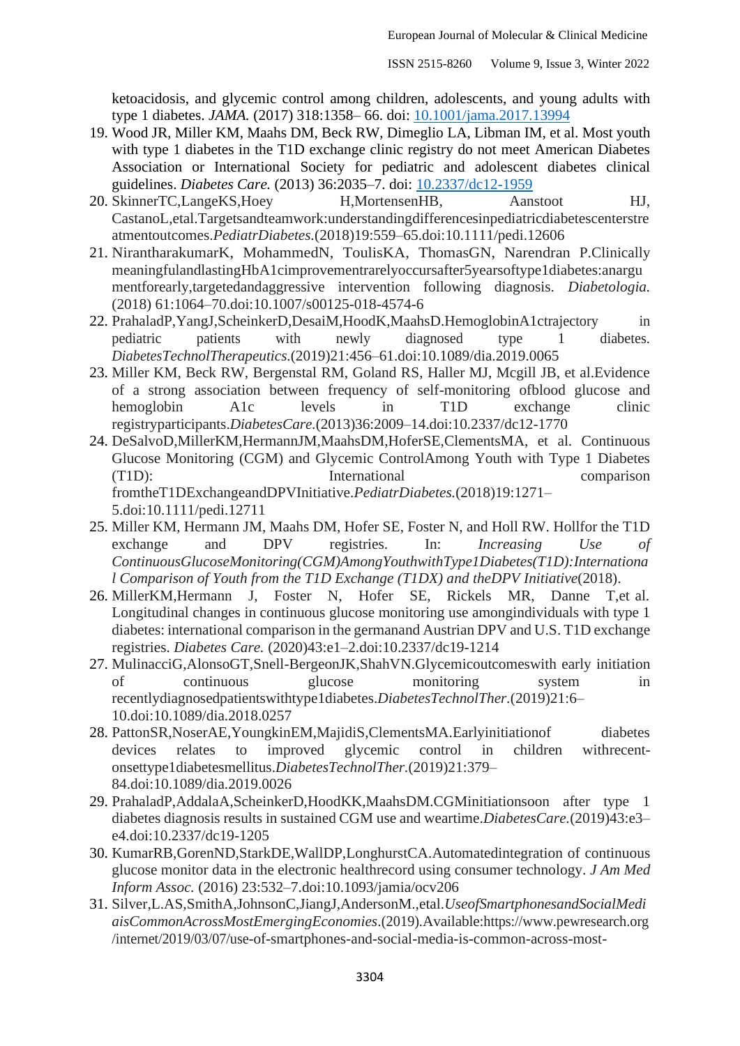ketoacidosis, and glycemic control among children, adolescents, and young adults with type 1 diabetes. *JAMA.* (2017) 318:1358– 66. doi: 10.1001/jama.2017.13994

19. Wood JR, Miller KM, Maahs DM, Beck RW, Dimeglio LA, Libman IM, et al. Most youth with type 1 diabetes in the T1D exchange clinic registry do not meet American Diabetes Association or International Society for pediatric and adolescent diabetes clinical guidelines. *Diabetes Care.* (2013) 36:2035–7. doi: 10.2337/dc12-1959
20. SkinnerTC,LangeKS,Hoey H,MortensenHB, Aanstoot HJ, CastanoL,etal.Targetsandteamwork:understandingdifferencesinpediatricdiabetescenterstreatmentoutcomes.*PediatrDiabetes.*(2018)19:559–65.doi:10.1111/pedi.12606
21. NirantharakumarK, MohammedN, ToulisKA, ThomasGN, Narendran P.Clinically meaningfulandlastingHbA1cimprovementrarelyoccursafter5yearsoftype1diabetes:anargumentforearly,targetedandaggressive intervention following diagnosis. *Diabetologia.* (2018) 61:1064–70.doi:10.1007/s00125-018-4574-6
22. PrahaladP,YangJ,ScheinkerD,DesaiM,HoodK,MaahsD.HemoglobinA1ctrajectory in pediatric patients with newly diagnosed type 1 diabetes. *DiabetesTechnolTherapeutics.*(2019)21:456–61.doi:10.1089/dia.2019.0065
23. Miller KM, Beck RW, Bergenstal RM, Goland RS, Haller MJ, Mcgill JB, et al.Evidence of a strong association between frequency of self-monitoring ofblood glucose and hemoglobin A1c levels in T1D exchange clinic registryparticipants.*DiabetesCare.*(2013)36:2009–14.doi:10.2337/dc12-1770
24. DeSalvoD,MillerKM,HermannJM,MaahsDM,HoferSE,ClementsMA, et al. Continuous Glucose Monitoring (CGM) and Glycemic ControlAmong Youth with Type 1 Diabetes (T1D): International comparison fromtheT1DExchangeandDPVInitiative.*PediatrDiabetes.*(2018)19:1271–5.doi:10.1111/pedi.12711
25. Miller KM, Hermann JM, Maahs DM, Hofer SE, Foster N, and Holl RW. Hollfor the T1D exchange and DPV registries. In: *Increasing Use of ContinuousGlucoseMonitoring(CGM)AmongYouthwithType1Diabetes(T1D):International Comparison of Youth from the T1D Exchange (T1DX) and theDPV Initiative*(2018).
26. MillerKM,Hermann J, Foster N, Hofer SE, Rickels MR, Danne T,et al. Longitudinal changes in continuous glucose monitoring use amongindividuals with type 1 diabetes: international comparison in the germanand Austrian DPV and U.S. T1D exchange registries. *Diabetes Care.* (2020)43:e1–2.doi:10.2337/dc19-1214
27. MulinacciG,AlonsoGT,Snell-BergeonJK,ShahVN.Glycemicoutcomeswith early initiation of continuous glucose monitoring system in recentlydiagnosedpatientswithtype1diabetes.*DiabetesTechnolTher.*(2019)21:6–10.doi:10.1089/dia.2018.0257
28. PattonSR,NoserAE,YoungkinEM,MajidiS,ClementsMA.Earlyinitiationof diabetes devices relates to improved glycemic control in children withrecent-onsettype1diabetesmellitus.*DiabetesTechnolTher.*(2019)21:379–84.doi:10.1089/dia.2019.0026
29. PrahaladP,AddalaA,ScheinkerD,HoodKK,MaahsDM.CGMinitiationsoon after type 1 diabetes diagnosis results in sustained CGM use and weartime.*DiabetesCare.*(2019)43:e3–e4.doi:10.2337/dc19-1205
30. KumarRB,GorenND,StarkDE,WallDP,LonghurstCA.Automatedintegration of continuous glucose monitor data in the electronic healthrecord using consumer technology. *J Am Med Inform Assoc.* (2016) 23:532–7.doi:10.1093/jamia/ocv206
31. Silver,L.AS,SmithA,JohnsonC,JiangJ,AndersonM.,etal.*UseofSmartphonesandSocialMediaisCommonAcrossMostEmergingEconomies*.(2019).Available:https://www.pewresearch.org/internet/2019/03/07/use-of-smartphones-and-social-media-is-common-across-most-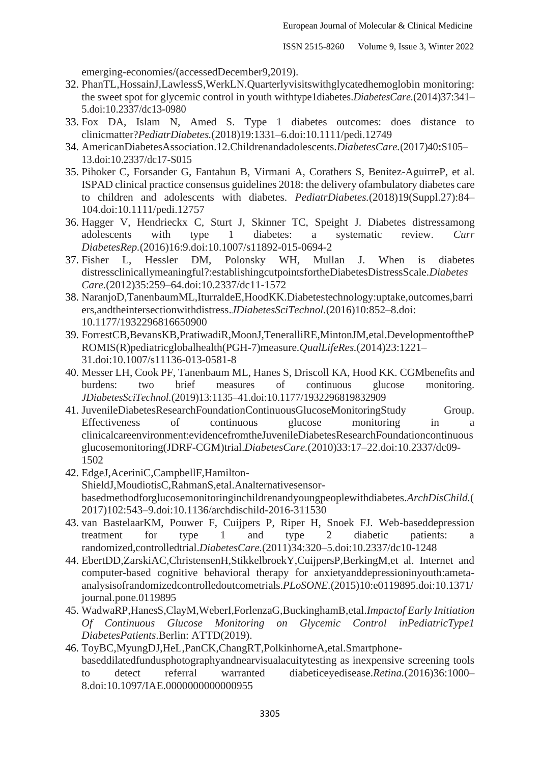emerging-economies/(accessedDecember9,2019).

32. PhanTL,HossainJ,LawlessS,WerkLN.Quarterlyvisitswithglycatedhemoglobin monitoring: the sweet spot for glycemic control in youth withtype1diabetes.*DiabetesCare.*(2014)37:341–5.doi:10.2337/dc13-0980
33. Fox DA, Islam N, Amed S. Type 1 diabetes outcomes: does distance to clinicmatter?*PediatrDiabetes.*(2018)19:1331–6.doi:10.1111/pedi.12749
34. AmericanDiabetesAssociation.12.Childrenandadolescents.*DiabetesCare.*(2017)40**:**S105–13.doi:10.2337/dc17-S015
35. Pihoker C, Forsander G, Fantahun B, Virmani A, Corathers S, Benitez-AguirreP, et al. ISPAD clinical practice consensus guidelines 2018: the delivery ofambulatory diabetes care to children and adolescents with diabetes. *PediatrDiabetes.*(2018)19(Suppl.27):84–104.doi:10.1111/pedi.12757
36. Hagger V, Hendrieckx C, Sturt J, Skinner TC, Speight J. Diabetes distressamong adolescents with type 1 diabetes: a systematic review. *Curr DiabetesRep.*(2016)16:9.doi:10.1007/s11892-015-0694-2
37. Fisher L, Hessler DM, Polonsky WH, Mullan J. When is diabetes distressclinicallymeaningful?:establishingcutpointsfortheDiabetesDistressScale.*Diabetes Care.*(2012)35:259–64.doi:10.2337/dc11-1572
38. NaranjoD,TanenbaumML,IturraldeE,HoodKK.Diabetestechnology:uptake,outcomes,barriers,andtheintersectionwithdistress.*JDiabetesSciTechnol.*(2016)10:852–8.doi: 10.1177/1932296816650900
39. ForrestCB,BevansKB,PratiwadiR,MoonJ,TeneralliRE,MintonJM,etal.DevelopmentofthePROMIS(R)pediatricglobalhealth(PGH-7)measure.*QualLifeRes.*(2014)23:1221–31.doi:10.1007/s11136-013-0581-8
40. Messer LH, Cook PF, Tanenbaum ML, Hanes S, Driscoll KA, Hood KK. CGMbenefits and burdens: two brief measures of continuous glucose monitoring. *JDiabetesSciTechnol.*(2019)13:1135–41.doi:10.1177/1932296819832909
41. JuvenileDiabetesResearchFoundationContinuousGlucoseMonitoringStudy Group. Effectiveness of continuous glucose monitoring in a clinicalcareenvironment:evidencefromtheJuvenileDiabetesResearchFoundationcontinuous glucosemonitoring(JDRF-CGM)trial.*DiabetesCare.*(2010)33:17–22.doi:10.2337/dc09-1502
42. EdgeJ,AceriniC,CampbellF,Hamilton-ShieldJ,MoudiotisC,RahmanS,etal.Analternativesensor-basedmethodforglucosemonitoringinchildrenandyoungpeoplewithdiabetes.*ArchDisChild.*(2017)102:543–9.doi:10.1136/archdischild-2016-311530
43. van BastelaarKM, Pouwer F, Cuijpers P, Riper H, Snoek FJ. Web-baseddepression treatment for type 1 and type 2 diabetic patients: a randomized,controlledtrial.*DiabetesCare.*(2011)34:320–5.doi:10.2337/dc10-1248
44. EbertDD,ZarskiAC,ChristensenH,StikkelbroekY,CuijpersP,BerkingM,et al. Internet and computer-based cognitive behavioral therapy for anxietyanddepressioninyouth:ameta-analysisofrandomizedcontrolledoutcometrials.*PLoSONE.*(2015)10:e0119895.doi:10.1371/journal.pone.0119895
45. WadwaRP,HanesS,ClayM,WeberI,ForlenzaG,BuckinghamB,etal.*Impactof Early Initiation Of Continuous Glucose Monitoring on Glycemic Control inPediatricType1 DiabetesPatients*.Berlin: ATTD(2019).
46. ToyBC,MyungDJ,HeL,PanCK,ChangRT,PolkinhorneA,etal.Smartphone-baseddilatedfundusphotographyandnearvisualacuitytesting as inexpensive screening tools to detect referral warranted diabeticeyedisease.*Retina.*(2016)36:1000–8.doi:10.1097/IAE.0000000000000955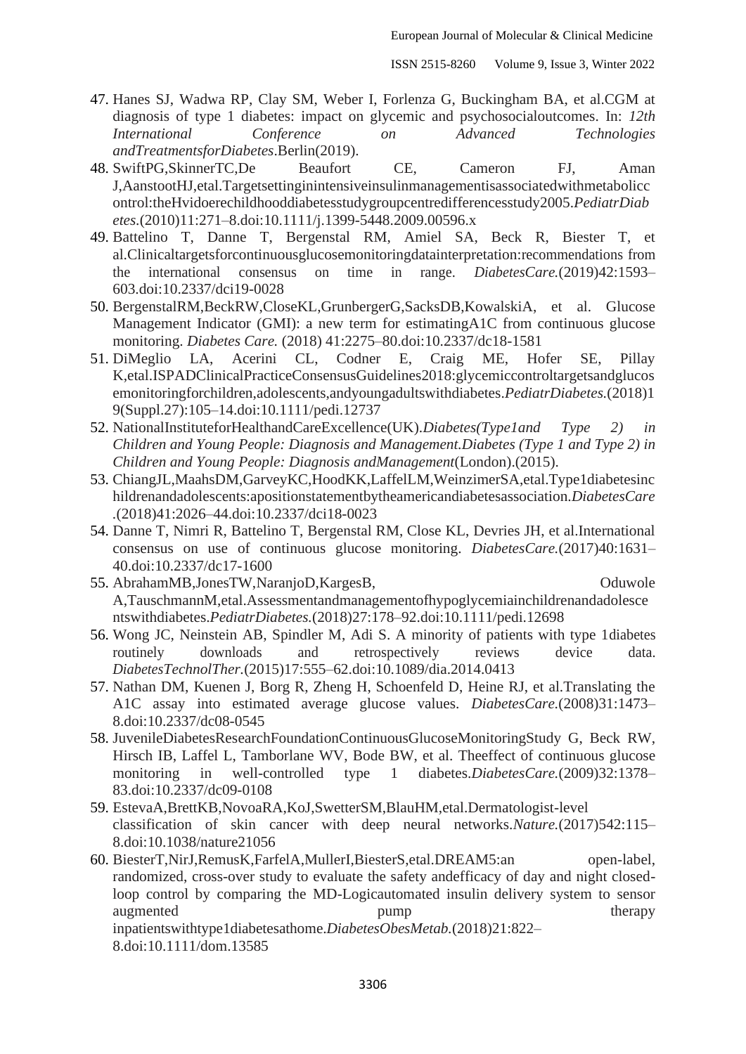47. Hanes SJ, Wadwa RP, Clay SM, Weber I, Forlenza G, Buckingham BA, et al.CGM at diagnosis of type 1 diabetes: impact on glycemic and psychosocialoutcomes. In: *12th International Conference on Advanced Technologies andTreatmentsforDiabetes*.Berlin(2019).
48. SwiftPG,SkinnerTC,De Beaufort CE, Cameron FJ, Aman J,AanstootHJ,etal.Targetsettinginintensiveinsulinmanagementisassociatedwithmetaboliccontrol:theHvidoerechildhooddiabetesstudygroupcentredifferencesstudy2005.*PediatrDiabetes*.(2010)11:271–8.doi:10.1111/j.1399-5448.2009.00596.x
49. Battelino T, Danne T, Bergenstal RM, Amiel SA, Beck R, Biester T, et al.Clinicaltargetsforcontinuousglucosemonitoringdatainterpretation:recommendations from the international consensus on time in range. *DiabetesCare*.(2019)42:1593–603.doi:10.2337/dci19-0028
50. BergenstalRM,BeckRW,CloseKL,GrunbergerG,SacksDB,KowalskiA, et al. Glucose Management Indicator (GMI): a new term for estimatingA1C from continuous glucose monitoring. *Diabetes Care.* (2018) 41:2275–80.doi:10.2337/dc18-1581
51. DiMeglio LA, Acerini CL, Codner E, Craig ME, Hofer SE, Pillay K,etal.ISPADClinicalPracticeConsensusGuidelines2018:glycemiccontroltargetsandglucosemonitoringforchildren,adolescents,andyoungadultswithdiabetes.*PediatrDiabetes*.(2018)19(Suppl.27):105–14.doi:10.1111/pedi.12737
52. NationalInstituteforHealthandCareExcellence(UK).*Diabetes(Type1and Type 2) in Children and Young People: Diagnosis and Management.Diabetes (Type 1 and Type 2) in Children and Young People: Diagnosis andManagement*(London).(2015).
53. ChiangJL,MaahsDM,GarveyKC,HoodKK,LaffelLM,WeinzimerSA,etal.Type1diabetesinchildrenandadolescents:apositionstatementbytheamericandiabetesassociation.*DiabetesCare*.(2018)41:2026–44.doi:10.2337/dci18-0023
54. Danne T, Nimri R, Battelino T, Bergenstal RM, Close KL, Devries JH, et al.International consensus on use of continuous glucose monitoring. *DiabetesCare*.(2017)40:1631–40.doi:10.2337/dc17-1600
55. AbrahamMB,JonesTW,NaranjoD,KargesB, Oduwole A,TauschmannM,etal.Assessmentandmanagementofhypoglycemiainchildrenandadolescentswithdiabetes.*PediatrDiabetes*.(2018)27:178–92.doi:10.1111/pedi.12698
56. Wong JC, Neinstein AB, Spindler M, Adi S. A minority of patients with type 1diabetes routinely downloads and retrospectively reviews device data. *DiabetesTechnolTher*.(2015)17:555–62.doi:10.1089/dia.2014.0413
57. Nathan DM, Kuenen J, Borg R, Zheng H, Schoenfeld D, Heine RJ, et al.Translating the A1C assay into estimated average glucose values. *DiabetesCare*.(2008)31:1473–8.doi:10.2337/dc08-0545
58. JuvenileDiabetesResearchFoundationContinuousGlucoseMonitoringStudy G, Beck RW, Hirsch IB, Laffel L, Tamborlane WV, Bode BW, et al. Theeffect of continuous glucose monitoring in well-controlled type 1 diabetes.*DiabetesCare*.(2009)32:1378–83.doi:10.2337/dc09-0108
59. EstevaA,BrettKB,NovoaRA,KoJ,SwetterSM,BlauHM,etal.Dermatologist-level classification of skin cancer with deep neural networks.*Nature*.(2017)542:115–8.doi:10.1038/nature21056
60. BiesterT,NirJ,RemusK,FarfelA,MullerI,BiesterS,etal.DREAM5:an open-label, randomized, cross-over study to evaluate the safety andefficacy of day and night closed-loop control by comparing the MD-Logicautomated insulin delivery system to sensor augmented pump therapy inpatientswithtype1diabetesathome.*DiabetesObesMetab*.(2018)21:822–8.doi:10.1111/dom.13585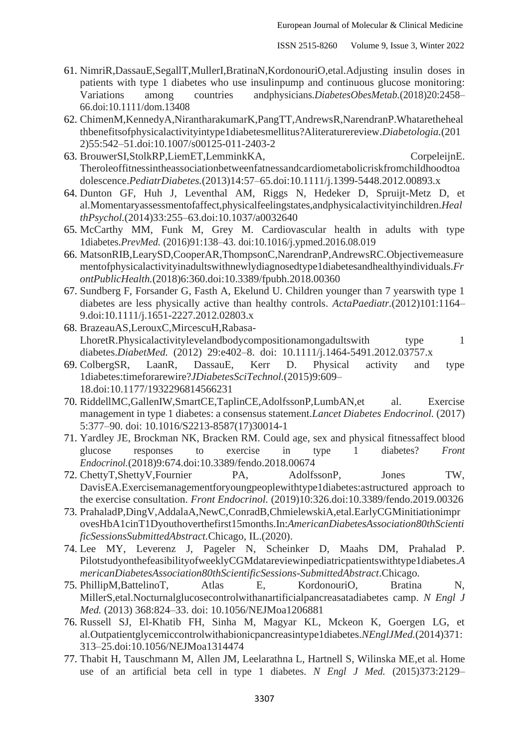61. NimriR,DassauE,SegallT,MullerI,BratinaN,KordonouriO,etal.Adjusting insulin doses in patients with type 1 diabetes who use insulinpump and continuous glucose monitoring: Variations among countries andphysicians.*DiabetesObesMetab.*(2018)20:2458–66.doi:10.1111/dom.13408
62. ChimenM,KennedyA,NirantharakumarK,PangTT,AndrewsR,NarendranP.Whatarethehealthbenefitsofphysicalactivityintype1diabetesmellitus?Aliteraturereview.*Diabetologia.*(2012)55:542–51.doi:10.1007/s00125-011-2403-2
63. BrouwerSI,StolkRP,LiemET,LemminkKA, CorpeleijnE. Theroleoffitnessintheassociationbetweenfatnessandcardiometabolicriskfromchildhoodtoadolescence.*PediatrDiabetes.*(2013)14:57–65.doi:10.1111/j.1399-5448.2012.00893.x
64. Dunton GF, Huh J, Leventhal AM, Riggs N, Hedeker D, Spruijt-Metz D, et al.Momentaryassessmentofaffect,physicalfeelingstates,andphysicalactivityinchildren.*HealthPsychol.*(2014)33:255–63.doi:10.1037/a0032640
65. McCarthy MM, Funk M, Grey M. Cardiovascular health in adults with type 1diabetes.*PrevMed.* (2016)91:138–43. doi:10.1016/j.ypmed.2016.08.019
66. MatsonRIB,LearySD,CooperAR,ThompsonC,NarendranP,AndrewsRC.Objectivemeasurementofphysicalactivityinadultswithnewlydiagnosedtype1diabetesandhealthyindividuals.*FrontPublicHealth.*(2018)6:360.doi:10.3389/fpubh.2018.00360
67. Sundberg F, Forsander G, Fasth A, Ekelund U. Children younger than 7 yearswith type 1 diabetes are less physically active than healthy controls. *ActaPaediatr.*(2012)101:1164–9.doi:10.1111/j.1651-2227.2012.02803.x
68. BrazeauAS,LerouxC,MircescuH,Rabasa-LhoretR.Physicalactivitylevelandbodycompositionamongadultswith type 1 diabetes.*DiabetMed.* (2012) 29:e402–8. doi: 10.1111/j.1464-5491.2012.03757.x
69. ColbergSR, LaanR, DassauE, Kerr D. Physical activity and type 1diabetes:timeforarewire?*JDiabetesSciTechnol.*(2015)9:609–18.doi:10.1177/1932296814566231
70. RiddellMC,GallenIW,SmartCE,TaplinCE,AdolfssonP,LumbAN,et al. Exercise management in type 1 diabetes: a consensus statement.*Lancet Diabetes Endocrinol.* (2017) 5:377–90. doi: 10.1016/S2213-8587(17)30014-1
71. Yardley JE, Brockman NK, Bracken RM. Could age, sex and physical fitnessaffect blood glucose responses to exercise in type 1 diabetes? *Front Endocrinol.*(2018)9:674.doi:10.3389/fendo.2018.00674
72. ChettyT,ShettyV,Fournier PA, AdolfssonP, Jones TW, DavisEA.Exercisemanagementforyoungpeoplewithtype1diabetes:astructured approach to the exercise consultation. *Front Endocrinol.* (2019)10:326.doi:10.3389/fendo.2019.00326
73. PrahaladP,DingV,AddalaA,NewC,ConradB,ChmielewskiA,etal.EarlyCGMinitiationimprovesHbA1cinT1Dyouthoverthefirst15months.In:*AmericanDiabetesAssociation80thScientificSessionsSubmittedAbstract.*Chicago, IL.(2020).
74. Lee MY, Leverenz J, Pageler N, Scheinker D, Maahs DM, Prahalad P. PilotstudyonthefeasibilityofweeklyCGMdatareviewinpediatricpatientswithtype1diabetes.*AmericanDiabetesAssociation80thScientificSessions-SubmittedAbstract*.Chicago.
75. PhillipM,BattelinoT, Atlas E, KordonouriO, Bratina N, MillerS,etal.Nocturnalglucosecontrolwithanartificialpancreasatadiabetes camp. *N Engl J Med.* (2013) 368:824–33. doi: 10.1056/NEJMoa1206881
76. Russell SJ, El-Khatib FH, Sinha M, Magyar KL, Mckeon K, Goergen LG, et al.Outpatientglycemiccontrolwithabionicpancreasintype1diabetes.*NEnglJMed.*(2014)371: 313–25.doi:10.1056/NEJMoa1314474
77. Thabit H, Tauschmann M, Allen JM, Leelarathna L, Hartnell S, Wilinska ME,et al. Home use of an artificial beta cell in type 1 diabetes. *N Engl J Med.* (2015)373:2129–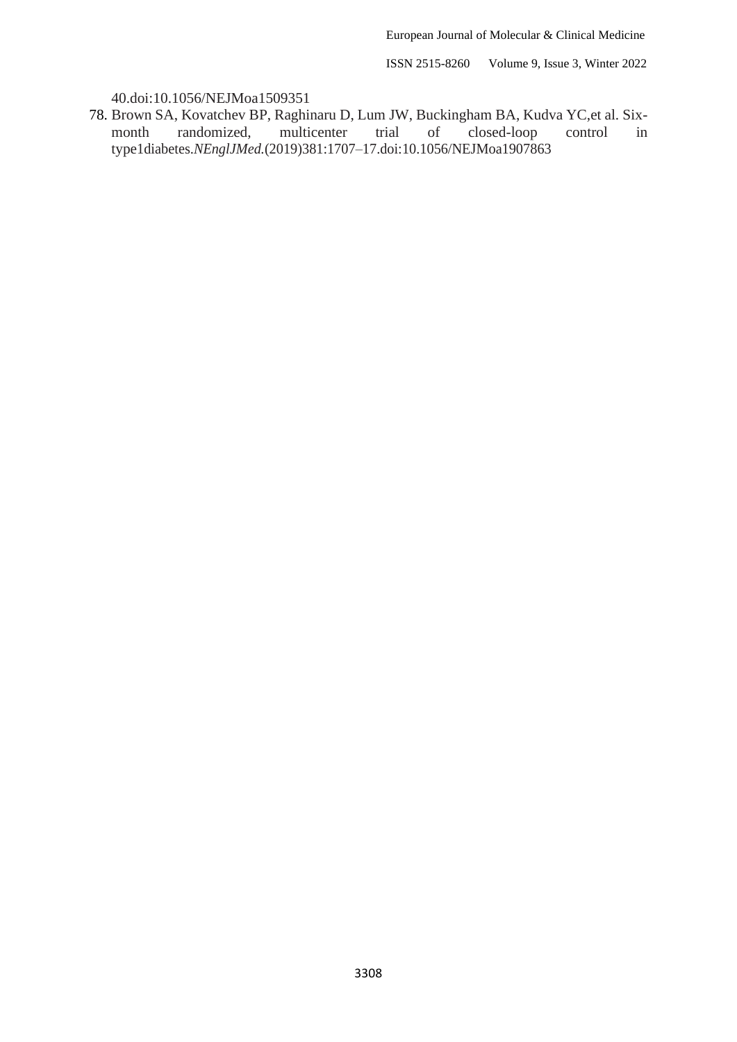40.doi:10.1056/NEJMoa1509351

78. Brown SA, Kovatchev BP, Raghinaru D, Lum JW, Buckingham BA, Kudva YC,et al. Six-month randomized, multicenter trial of closed-loop control in type1diabetes.*NEnglJMed.*(2019)381:1707–17.doi:10.1056/NEJMoa1907863